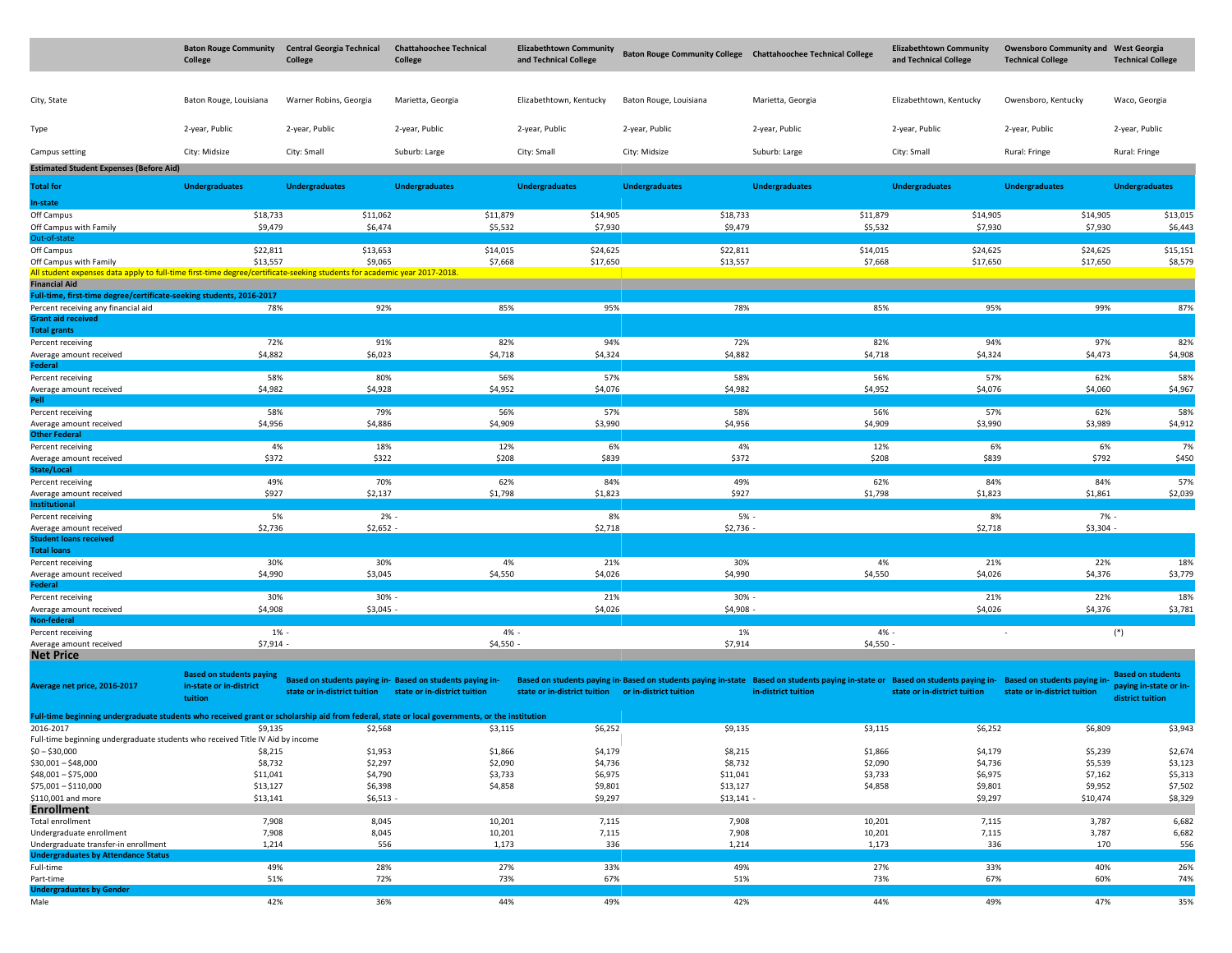| | Baton Rouge Community College | Central Georgia Technical College | Chattahoochee Technical College | Elizabethtown Community and Technical College | Baton Rouge Community College | Chattahoochee Technical College | Elizabethtown Community and Technical College | Owensboro Community and Technical College | West Georgia Technical College |
|---|---|---|---|---|---|---|---|---|---|
| City, State | Baton Rouge, Louisiana | Warner Robins, Georgia | Marietta, Georgia | Elizabethtown, Kentucky | Baton Rouge, Louisiana | Marietta, Georgia | Elizabethtown, Kentucky | Owensboro, Kentucky | Waco, Georgia |
| Type | 2-year, Public | 2-year, Public | 2-year, Public | 2-year, Public | 2-year, Public | 2-year, Public | 2-year, Public | 2-year, Public | 2-year, Public |
| Campus setting | City: Midsize | City: Small | Suburb: Large | City: Small | City: Midsize | Suburb: Large | City: Small | Rural: Fringe | Rural: Fringe |
| **Estimated Student Expenses (Before Aid)** | | | | | | | | | |
| **Total for** | **Undergraduates** | **Undergraduates** | **Undergraduates** | **Undergraduates** | **Undergraduates** | **Undergraduates** | **Undergraduates** | **Undergraduates** | **Undergraduates** |
| **In-state** | | | | | | | | | |
| Off Campus | $18,733 | $11,062 | $11,879 | $14,905 | $18,733 | $11,879 | $14,905 | $14,905 | $13,015 |
| Off Campus with Family | $9,479 | $6,474 | $5,532 | $7,930 | $9,479 | $5,532 | $7,930 | $7,930 | $6,443 |
| Out-of-state | | | | | | | | | |
| Off Campus | $22,811 | $13,653 | $14,015 | $24,625 | $22,811 | $14,015 | $24,625 | $24,625 | $15,151 |
| Off Campus with Family | $13,557 | $9,065 | $7,668 | $17,650 | $13,557 | $7,668 | $17,650 | $17,650 | $8,579 |
| All student expenses data apply to full-time first-time degree/certificate-seeking students for academic year 2017-2018. | | | | | | | | | |
| **Financial Aid** | | | | | | | | | |
| **Full-time, first-time degree/certificate-seeking students, 2016-2017** | | | | | | | | | |
| Percent receiving any financial aid | 78% | 92% | 85% | 95% | 78% | 85% | 95% | 99% | 87% |
| **Grant aid received** | | | | | | | | | |
| **Total grants** | | | | | | | | | |
| Percent receiving | 72% | 91% | 82% | 94% | 72% | 82% | 94% | 97% | 82% |
| Average amount received | $4,882 | $6,023 | $4,718 | $4,324 | $4,882 | $4,718 | $4,324 | $4,473 | $4,908 |
| **Federal** | | | | | | | | | |
| Percent receiving | 58% | 80% | 56% | 57% | 58% | 56% | 57% | 62% | 58% |
| Average amount received | $4,982 | $4,928 | $4,952 | $4,076 | $4,982 | $4,952 | $4,076 | $4,060 | $4,967 |
| **Pell** | | | | | | | | | |
| Percent receiving | 58% | 79% | 56% | 57% | 58% | 56% | 57% | 62% | 58% |
| Average amount received | $4,956 | $4,886 | $4,909 | $3,990 | $4,956 | $4,909 | $3,990 | $3,989 | $4,912 |
| **Other Federal** | | | | | | | | | |
| Percent receiving | 4% | 18% | 12% | 6% | 4% | 12% | 6% | 6% | 7% |
| Average amount received | $372 | $322 | $208 | $839 | $372 | $208 | $839 | $792 | $450 |
| **State/Local** | | | | | | | | | |
| Percent receiving | 49% | 70% | 62% | 84% | 49% | 62% | 84% | 84% | 57% |
| Average amount received | $927 | $2,137 | $1,798 | $1,823 | $927 | $1,798 | $1,823 | $1,861 | $2,039 |
| **Institutional** | | | | | | | | | |
| Percent receiving | 5% | 2% | - | 8% | 5% | - | 8% | 7% | - |
| Average amount received | $2,736 | $2,652 | - | $2,718 | $2,736 | - | $2,718 | $3,304 | - |
| **Student loans received** | | | | | | | | | |
| **Total loans** | | | | | | | | | |
| Percent receiving | 30% | 30% | 4% | 21% | 30% | 4% | 21% | 22% | 18% |
| Average amount received | $4,990 | $3,045 | $4,550 | $4,026 | $4,990 | $4,550 | $4,026 | $4,376 | $3,779 |
| **Federal** | | | | | | | | | |
| Percent receiving | 30% | 30% | - | 21% | 30% | - | 21% | 22% | 18% |
| Average amount received | $4,908 | $3,045 | - | $4,026 | $4,908 | - | $4,026 | $4,376 | $3,781 |
| **Non-federal** | | | | | | | | | |
| Percent receiving | 1% | - | 4% | - | 1% | 4% | - | - | (*) |
| Average amount received | $7,914 | - | $4,550 | - | $7,914 | $4,550 | - | | |
| **Net Price** | | | | | | | | | |
| **Average net price, 2016-2017** | **Based on students paying in-state or in-district tuition** | **Based on students paying in-state or in-district tuition** | **Based on students paying in-state or in-district tuition** | **Based on students paying in-state or in-district tuition** | **Based on students paying in-state or in-district tuition** | **Based on students paying in-state or in-district tuition** | **Based on students paying in-state or in-district tuition** | **Based on students paying in-state or in-district tuition** | **Based on students paying in-state or in-district tuition** |
| **Full-time beginning undergraduate students who received grant or scholarship aid from federal, state or local governments, or the institution** | | | | | | | | | |
| 2016-2017 | $9,135 | $2,568 | $3,115 | $6,252 | $9,135 | $3,115 | $6,252 | $6,809 | $3,943 |
| Full-time beginning undergraduate students who received Title IV Aid by income | | | | | | | | | |
| $0 – $30,000 | $8,215 | $1,953 | $1,866 | $4,179 | $8,215 | $1,866 | $4,179 | $5,239 | $2,674 |
| $30,001 – $48,000 | $8,732 | $2,297 | $2,090 | $4,736 | $8,732 | $2,090 | $4,736 | $5,539 | $3,123 |
| $48,001 – $75,000 | $11,041 | $4,790 | $3,733 | $6,975 | $11,041 | $3,733 | $6,975 | $7,162 | $5,313 |
| $75,001 – $110,000 | $13,127 | $6,398 | $4,858 | $9,801 | $13,127 | $4,858 | $9,801 | $9,952 | $7,502 |
| $110,001 and more | $13,141 | $6,513 | - | $9,297 | $13,141 | - | $9,297 | $10,474 | $8,329 |
| **Enrollment** | | | | | | | | | |
| Total enrollment | 7,908 | 8,045 | 10,201 | 7,115 | 7,908 | 10,201 | 7,115 | 3,787 | 6,682 |
| Undergraduate enrollment | 7,908 | 8,045 | 10,201 | 7,115 | 7,908 | 10,201 | 7,115 | 3,787 | 6,682 |
| Undergraduate transfer-in enrollment | 1,214 | 556 | 1,173 | 336 | 1,214 | 1,173 | 336 | 170 | 556 |
| **Undergraduates by Attendance Status** | | | | | | | | | |
| Full-time | 49% | 28% | 27% | 33% | 49% | 27% | 33% | 40% | 26% |
| Part-time | 51% | 72% | 73% | 67% | 51% | 73% | 67% | 60% | 74% |
| **Undergraduates by Gender** | | | | | | | | | |
| Male | 42% | 36% | 44% | 49% | 42% | 44% | 49% | 47% | 35% |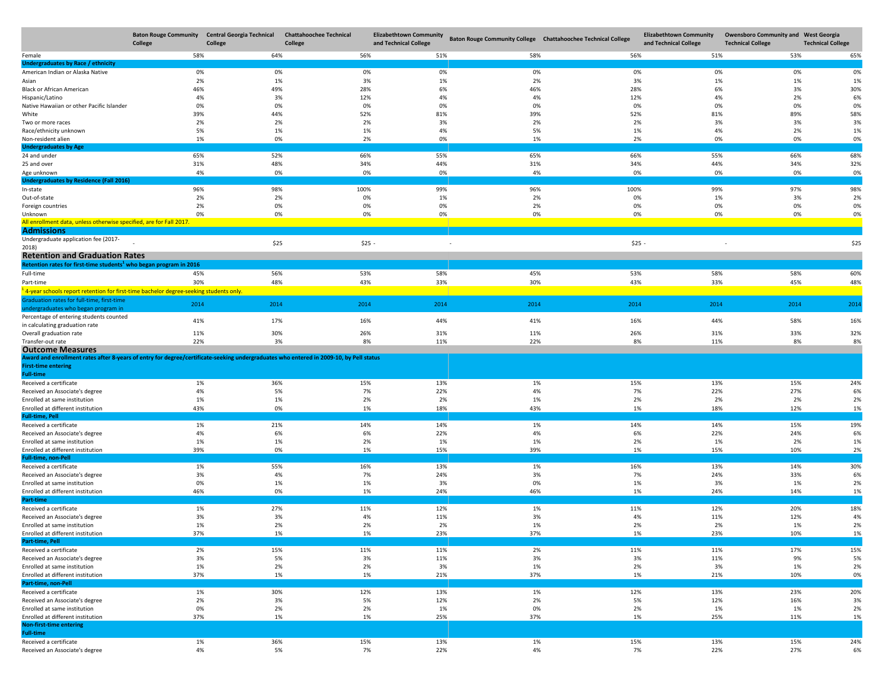| | Baton Rouge Community College | Central Georgia Technical College | Chattahoochee Technical College | Elizabethtown Community and Technical College | Baton Rouge Community College | Chattahoochee Technical College | Elizabethtown Community and Technical College | Owensboro Community and Technical College | West Georgia Technical College |
|---|---|---|---|---|---|---|---|---|---|
| Female | 58% | 64% | 56% | 51% | 58% | 56% | 51% | 53% | 65% |
| **Undergraduates by Race / ethnicity** | | | | | | | | | |
| American Indian or Alaska Native | 0% | 0% | 0% | 0% | 0% | 0% | 0% | 0% | 0% |
| Asian | 2% | 1% | 3% | 1% | 2% | 3% | 1% | 1% | 1% |
| Black or African American | 46% | 49% | 28% | 6% | 46% | 28% | 6% | 3% | 30% |
| Hispanic/Latino | 4% | 3% | 12% | 4% | 4% | 12% | 4% | 2% | 6% |
| Native Hawaiian or other Pacific Islander | 0% | 0% | 0% | 0% | 0% | 0% | 0% | 0% | 0% |
| White | 39% | 44% | 52% | 81% | 39% | 52% | 81% | 89% | 58% |
| Two or more races | 2% | 2% | 2% | 3% | 2% | 2% | 3% | 3% | 3% |
| Race/ethnicity unknown | 5% | 1% | 1% | 4% | 5% | 1% | 4% | 2% | 1% |
| Non-resident alien | 1% | 0% | 2% | 0% | 1% | 2% | 0% | 0% | 0% |
| **Undergraduates by Age** | | | | | | | | | |
| 24 and under | 65% | 52% | 66% | 55% | 65% | 66% | 55% | 66% | 68% |
| 25 and over | 31% | 48% | 34% | 44% | 31% | 34% | 44% | 34% | 32% |
| Age unknown | 4% | 0% | 0% | 0% | 4% | 0% | 0% | 0% | 0% |
| **Undergraduates by Residence (Fall 2016)** | | | | | | | | | |
| In-state | 96% | 98% | 100% | 99% | 96% | 100% | 99% | 97% | 98% |
| Out-of-state | 2% | 2% | 0% | 1% | 2% | 0% | 1% | 3% | 2% |
| Foreign countries | 2% | 0% | 0% | 0% | 2% | 0% | 0% | 0% | 0% |
| Unknown | 0% | 0% | 0% | 0% | 0% | 0% | 0% | 0% | 0% |
| All enrollment data, unless otherwise specified, are for Fall 2017. | | | | | | | | | |
| **Admissions** | | | | | | | | | |
| Undergraduate application fee (2017-2018) | - | $25 | $25 | - | - | $25 | - | - | $25 |
| **Retention and Graduation Rates** | | | | | | | | | |
| **Retention rates for first-time students[1] who began program in 2016** | | | | | | | | | |
| Full-time | 45% | 56% | 53% | 58% | 45% | 53% | 58% | 58% | 60% |
| Part-time | 30% | 48% | 43% | 33% | 30% | 43% | 33% | 45% | 48% |
| [1] 4-year schools report retention for first-time bachelor degree-seeking students only. | | | | | | | | | |
| Graduation rates for full-time, first-time undergraduates who began program in | 2014 | 2014 | 2014 | 2014 | 2014 | 2014 | 2014 | 2014 | 2014 |
| Percentage of entering students counted in calculating graduation rate | 41% | 17% | 16% | 44% | 41% | 16% | 44% | 58% | 16% |
| Overall graduation rate | 11% | 30% | 26% | 31% | 11% | 26% | 31% | 33% | 32% |
| Transfer-out rate | 22% | 3% | 8% | 11% | 22% | 8% | 11% | 8% | 8% |
| **Outcome Measures** | | | | | | | | | |
| **Award and enrollment rates after 8-years of entry for degree/certificate-seeking undergraduates who entered in 2009-10, by Pell status** | | | | | | | | | |
| **First-time entering** | | | | | | | | | |
| **Full-time** | | | | | | | | | |
| Received a certificate | 1% | 36% | 15% | 13% | 1% | 15% | 13% | 15% | 24% |
| Received an Associate's degree | 4% | 5% | 7% | 22% | 4% | 7% | 22% | 27% | 6% |
| Enrolled at same institution | 1% | 1% | 2% | 2% | 1% | 2% | 2% | 2% | 2% |
| Enrolled at different institution | 43% | 0% | 1% | 18% | 43% | 1% | 18% | 12% | 1% |
| **Full-time, Pell** | | | | | | | | | |
| Received a certificate | 1% | 21% | 14% | 14% | 1% | 14% | 14% | 15% | 19% |
| Received an Associate's degree | 4% | 6% | 6% | 22% | 4% | 6% | 22% | 24% | 6% |
| Enrolled at same institution | 1% | 1% | 2% | 1% | 1% | 2% | 1% | 2% | 1% |
| Enrolled at different institution | 39% | 0% | 1% | 15% | 39% | 1% | 15% | 10% | 2% |
| **Full-time, non-Pell** | | | | | | | | | |
| Received a certificate | 1% | 55% | 16% | 13% | 1% | 16% | 13% | 14% | 30% |
| Received an Associate's degree | 3% | 4% | 7% | 24% | 3% | 7% | 24% | 33% | 6% |
| Enrolled at same institution | 0% | 1% | 1% | 3% | 0% | 1% | 3% | 1% | 2% |
| Enrolled at different institution | 46% | 0% | 1% | 24% | 46% | 1% | 24% | 14% | 1% |
| **Part-time** | | | | | | | | | |
| Received a certificate | 1% | 27% | 11% | 12% | 1% | 11% | 12% | 20% | 18% |
| Received an Associate's degree | 3% | 3% | 4% | 11% | 3% | 4% | 11% | 12% | 4% |
| Enrolled at same institution | 1% | 2% | 2% | 2% | 1% | 2% | 2% | 1% | 2% |
| Enrolled at different institution | 37% | 1% | 1% | 23% | 37% | 1% | 23% | 10% | 1% |
| **Part-time, Pell** | | | | | | | | | |
| Received a certificate | 2% | 15% | 11% | 11% | 2% | 11% | 11% | 17% | 15% |
| Received an Associate's degree | 3% | 5% | 3% | 11% | 3% | 3% | 11% | 9% | 5% |
| Enrolled at same institution | 1% | 2% | 2% | 3% | 1% | 2% | 3% | 1% | 2% |
| Enrolled at different institution | 37% | 1% | 1% | 21% | 37% | 1% | 21% | 10% | 0% |
| **Part-time, non-Pell** | | | | | | | | | |
| Received a certificate | 1% | 30% | 12% | 13% | 1% | 12% | 13% | 23% | 20% |
| Received an Associate's degree | 2% | 3% | 5% | 12% | 2% | 5% | 12% | 16% | 3% |
| Enrolled at same institution | 0% | 2% | 2% | 1% | 0% | 2% | 1% | 1% | 2% |
| Enrolled at different institution | 37% | 1% | 1% | 25% | 37% | 1% | 25% | 11% | 1% |
| **Non-first-time entering** | | | | | | | | | |
| **Full-time** | | | | | | | | | |
| Received a certificate | 1% | 36% | 15% | 13% | 1% | 15% | 13% | 15% | 24% |
| Received an Associate's degree | 4% | 5% | 7% | 22% | 4% | 7% | 22% | 27% | 6% |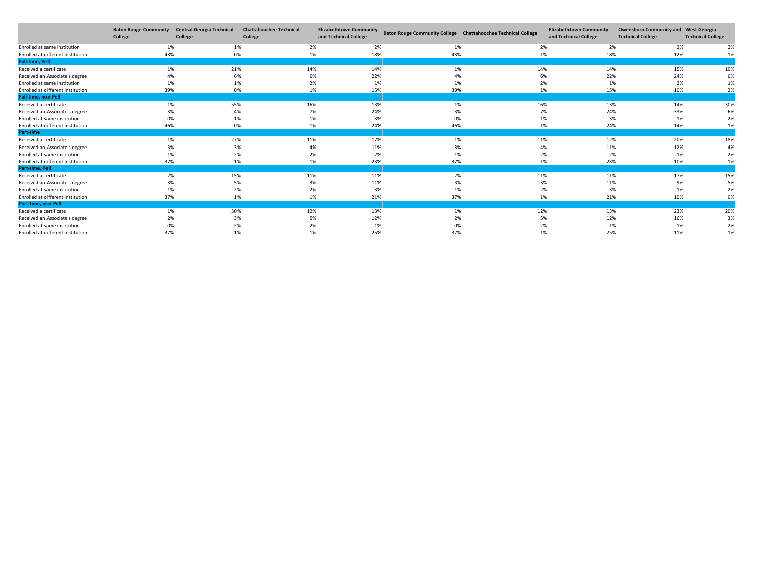| | Baton Rouge Community College | Central Georgia Technical College | Chattahoochee Technical College | Elizabethtown Community and Technical College | Baton Rouge Community College | Chattahoochee Technical College | Elizabethtown Community and Technical College | Owensboro Community and Technical College | West Georgia Technical College |
|---|---|---|---|---|---|---|---|---|---|
| Enrolled at same institution | 1% | 1% | 2% | 2% | 1% | 2% | 2% | 2% | 2% |
| Enrolled at different institution | 43% | 0% | 1% | 18% | 43% | 1% | 18% | 12% | 1% |
| **Full-time, Pell** | | | | | | | | | |
| Received a certificate | 1% | 21% | 14% | 14% | 1% | 14% | 14% | 15% | 19% |
| Received an Associate's degree | 4% | 6% | 6% | 22% | 4% | 6% | 22% | 24% | 6% |
| Enrolled at same institution | 1% | 1% | 2% | 1% | 1% | 2% | 1% | 2% | 1% |
| Enrolled at different institution | 39% | 0% | 1% | 15% | 39% | 1% | 15% | 10% | 2% |
| **Full-time, non-Pell** | | | | | | | | | |
| Received a certificate | 1% | 55% | 16% | 13% | 1% | 16% | 13% | 14% | 30% |
| Received an Associate's degree | 3% | 4% | 7% | 24% | 3% | 7% | 24% | 33% | 6% |
| Enrolled at same institution | 0% | 1% | 1% | 3% | 0% | 1% | 3% | 1% | 2% |
| Enrolled at different institution | 46% | 0% | 1% | 24% | 46% | 1% | 24% | 14% | 1% |
| **Part-time** | | | | | | | | | |
| Received a certificate | 1% | 27% | 11% | 12% | 1% | 11% | 12% | 20% | 18% |
| Received an Associate's degree | 3% | 3% | 4% | 11% | 3% | 4% | 11% | 12% | 4% |
| Enrolled at same institution | 1% | 2% | 2% | 2% | 1% | 2% | 2% | 1% | 2% |
| Enrolled at different institution | 37% | 1% | 1% | 23% | 37% | 1% | 23% | 10% | 1% |
| **Part-time, Pell** | | | | | | | | | |
| Received a certificate | 2% | 15% | 11% | 11% | 2% | 11% | 11% | 17% | 15% |
| Received an Associate's degree | 3% | 5% | 3% | 11% | 3% | 3% | 11% | 9% | 5% |
| Enrolled at same institution | 1% | 2% | 2% | 3% | 1% | 2% | 3% | 1% | 2% |
| Enrolled at different institution | 37% | 1% | 1% | 21% | 37% | 1% | 21% | 10% | 0% |
| **Part-time, non-Pell** | | | | | | | | | |
| Received a certificate | 1% | 30% | 12% | 13% | 1% | 12% | 13% | 23% | 20% |
| Received an Associate's degree | 2% | 3% | 5% | 12% | 2% | 5% | 12% | 16% | 3% |
| Enrolled at same institution | 0% | 2% | 2% | 1% | 0% | 2% | 1% | 1% | 2% |
| Enrolled at different institution | 37% | 1% | 1% | 25% | 37% | 1% | 25% | 11% | 1% |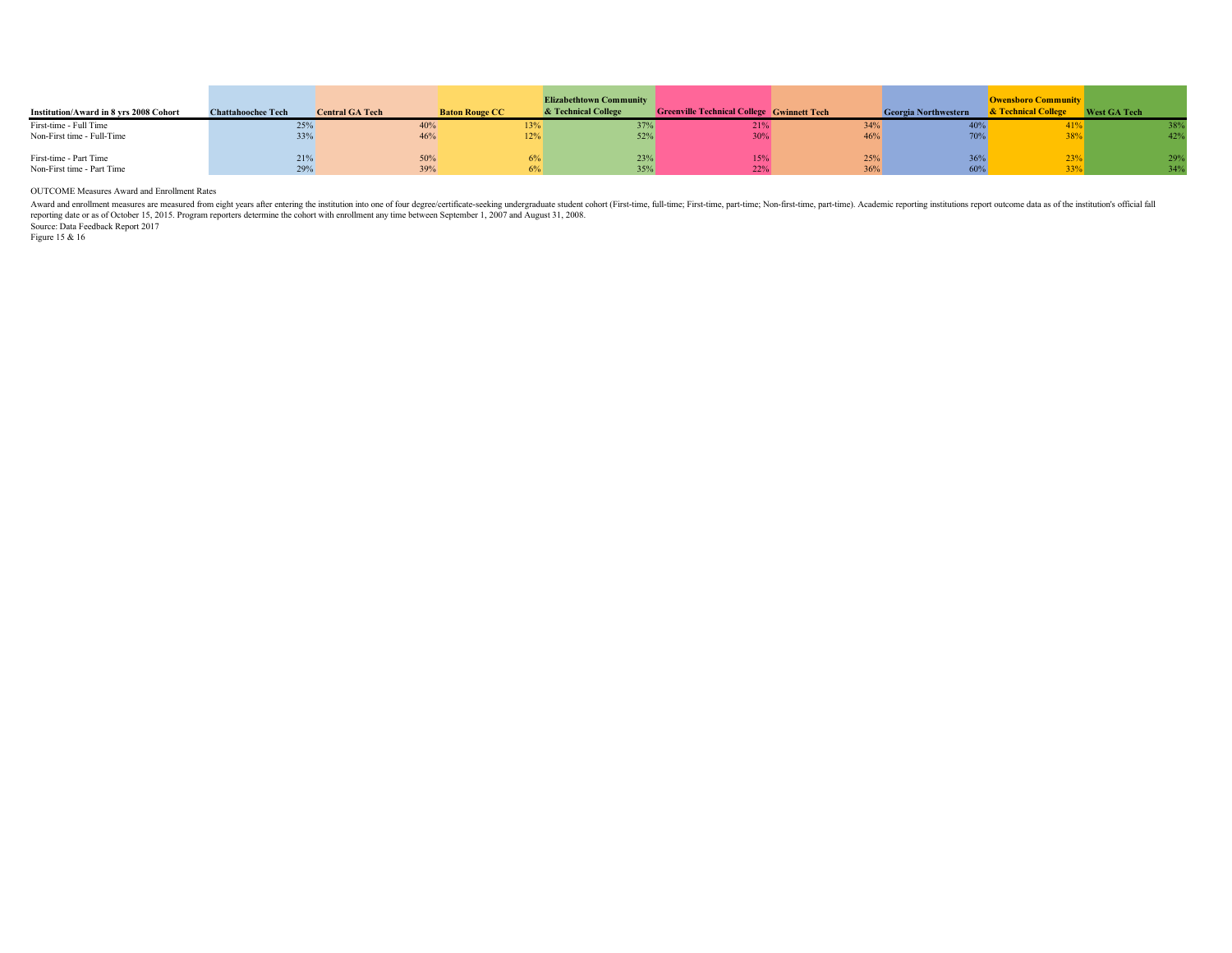| Institution/Award in 8 yrs 2008 Cohort | Chattahoochee Tech | Central GA Tech | Baton Rouge CC | Elizabethtown Community & Technical College | Greenville Technical College | Gwinnett Tech | Georgia Northwestern | Owensboro Community & Technical College | West GA Tech |
|---|---|---|---|---|---|---|---|---|---|
| First-time - Full Time | 25% | 40% | 13% | 37% | 21% | 34% | 40% | 41% | 38% |
| Non-First time - Full-Time | 33% | 46% | 12% | 52% | 30% | 46% | 70% | 38% | 42% |
| | | | | | | | | | |
| First-time - Part Time | 21% | 50% | 6% | 23% | 15% | 25% | 36% | 23% | 29% |
| Non-First time - Part Time | 29% | 39% | 6% | 35% | 22% | 36% | 60% | 33% | 34% |

OUTCOME Measures Award and Enrollment Rates

Award and enrollment measures are measured from eight years after entering the institution into one of four degree/certificate-seeking undergraduate student cohort (First-time, full-time; First-time, part-time; Non-first-time, part-time). Academic reporting institutions report outcome data as of the institution's official fall reporting date or as of October 15, 2015. Program reporters determine the cohort with enrollment any time between September 1, 2007 and August 31, 2008.

Source: Data Feedback Report 2017

Figure 15 & 16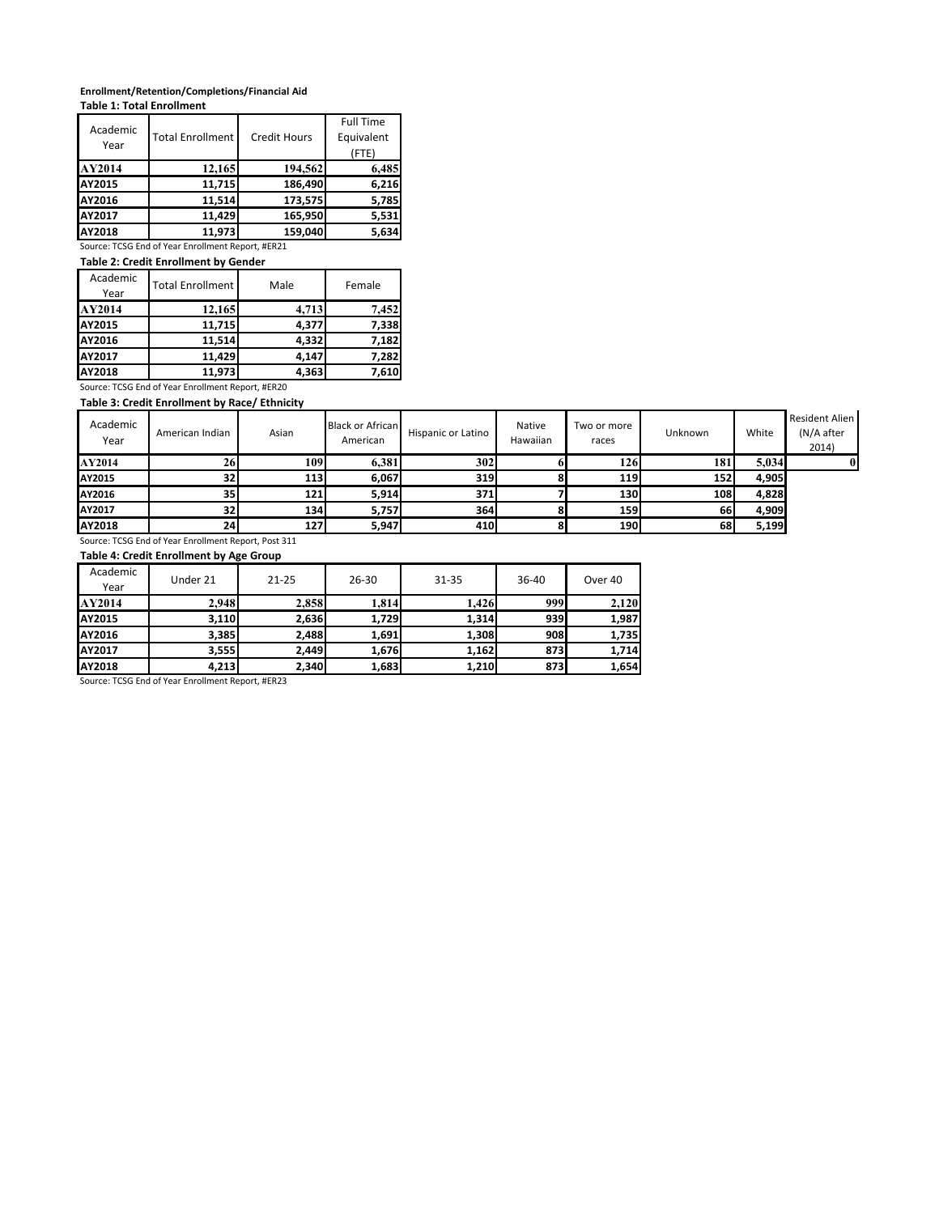**Enrollment/Retention/Completions/Financial Aid**

**Table 1: Total Enrollment**

| Academic Year | Total Enrollment | Credit Hours | Full Time Equivalent (FTE) |
|---|---|---|---|
| **AY2014** | **12,165** | **194,562** | **6,485** |
| **AY2015** | **11,715** | **186,490** | **6,216** |
| **AY2016** | **11,514** | **173,575** | **5,785** |
| **AY2017** | **11,429** | **165,950** | **5,531** |
| **AY2018** | **11,973** | **159,040** | **5,634** |

Source: TCSG End of Year Enrollment Report, #ER21

**Table 2: Credit Enrollment by Gender**

| Academic Year | Total Enrollment | Male | Female |
|---|---|---|---|
| **AY2014** | **12,165** | **4,713** | **7,452** |
| **AY2015** | **11,715** | **4,377** | **7,338** |
| **AY2016** | **11,514** | **4,332** | **7,182** |
| **AY2017** | **11,429** | **4,147** | **7,282** |
| **AY2018** | **11,973** | **4,363** | **7,610** |

Source: TCSG End of Year Enrollment Report, #ER20

**Table 3: Credit Enrollment by Race/ Ethnicity**

| Academic Year | American Indian | Asian | Black or African American | Hispanic or Latino | Native Hawaiian | Two or more races | Unknown | White | Resident Alien (N/A after 2014) |
|---|---|---|---|---|---|---|---|---|---|
| **AY2014** | **26** | **109** | **6,381** | **302** | **6** | **126** | **181** | **5,034** | **0** |
| **AY2015** | **32** | **113** | **6,067** | **319** | **8** | **119** | **152** | **4,905** | |
| **AY2016** | **35** | **121** | **5,914** | **371** | **7** | **130** | **108** | **4,828** | |
| **AY2017** | **32** | **134** | **5,757** | **364** | **8** | **159** | **66** | **4,909** | |
| **AY2018** | **24** | **127** | **5,947** | **410** | **8** | **190** | **68** | **5,199** | |

Source: TCSG End of Year Enrollment Report, Post 311

**Table 4: Credit Enrollment by Age Group**

| Academic Year | Under 21 | 21-25 | 26-30 | 31-35 | 36-40 | Over 40 |
|---|---|---|---|---|---|---|
| **AY2014** | **2,948** | **2,858** | **1,814** | **1,426** | **999** | **2,120** |
| **AY2015** | **3,110** | **2,636** | **1,729** | **1,314** | **939** | **1,987** |
| **AY2016** | **3,385** | **2,488** | **1,691** | **1,308** | **908** | **1,735** |
| **AY2017** | **3,555** | **2,449** | **1,676** | **1,162** | **873** | **1,714** |
| **AY2018** | **4,213** | **2,340** | **1,683** | **1,210** | **873** | **1,654** |

Source: TCSG End of Year Enrollment Report, #ER23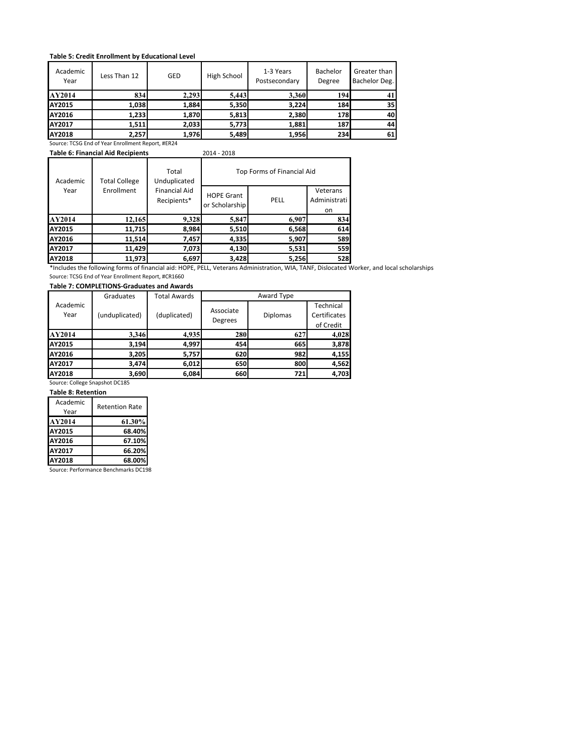**Table 5: Credit Enrollment by Educational Level**

| Academic Year | Less Than 12 | GED | High School | 1-3 Years Postsecondary | Bachelor Degree | Greater than Bachelor Deg. |
|---|---|---|---|---|---|---|
| AY2014 | 834 | 2,293 | 5,443 | 3,360 | 194 | 41 |
| AY2015 | 1,038 | 1,884 | 5,350 | 3,224 | 184 | 35 |
| AY2016 | 1,233 | 1,870 | 5,813 | 2,380 | 178 | 40 |
| AY2017 | 1,511 | 2,033 | 5,773 | 1,881 | 187 | 44 |
| AY2018 | 2,257 | 1,976 | 5,489 | 1,956 | 234 | 61 |

Source: TCSG End of Year Enrollment Report, #ER24

**Table 6: Financial Aid Recipients** 2014 - 2018

| Academic Year | Total College Enrollment | Total Unduplicated Financial Aid Recipients* | Top Forms of Financial Aid | | |
|---|---|---|---|---|---|
| | | | HOPE Grant or Scholarship | PELL | Veterans Administration |
| AY2014 | 12,165 | 9,328 | 5,847 | 6,907 | 834 |
| AY2015 | 11,715 | 8,984 | 5,510 | 6,568 | 614 |
| AY2016 | 11,514 | 7,457 | 4,335 | 5,907 | 589 |
| AY2017 | 11,429 | 7,073 | 4,130 | 5,531 | 559 |
| AY2018 | 11,973 | 6,697 | 3,428 | 5,256 | 528 |

*Includes the following forms of financial aid: HOPE, PELL, Veterans Administration, WIA, TANF, Dislocated Worker, and local scholarships

Source: TCSG End of Year Enrollment Report, #CR1660

**Table 7: COMPLETIONS-Graduates and Awards**

| Academic Year | Graduates (unduplicated) | Total Awards (duplicated) | Award Type | | |
|---|---|---|---|---|---|
| | | | Associate Degrees | Diplomas | Technical Certificates of Credit |
| AY2014 | 3,346 | 4,935 | 280 | 627 | 4,028 |
| AY2015 | 3,194 | 4,997 | 454 | 665 | 3,878 |
| AY2016 | 3,205 | 5,757 | 620 | 982 | 4,155 |
| AY2017 | 3,474 | 6,012 | 650 | 800 | 4,562 |
| AY2018 | 3,690 | 6,084 | 660 | 721 | 4,703 |

Source: College Snapshot DC185

**Table 8: Retention**

| Academic Year | Retention Rate |
|---|---|
| AY2014 | 61.30% |
| AY2015 | 68.40% |
| AY2016 | 67.10% |
| AY2017 | 66.20% |
| AY2018 | 68.00% |

Source: Performance Benchmarks DC198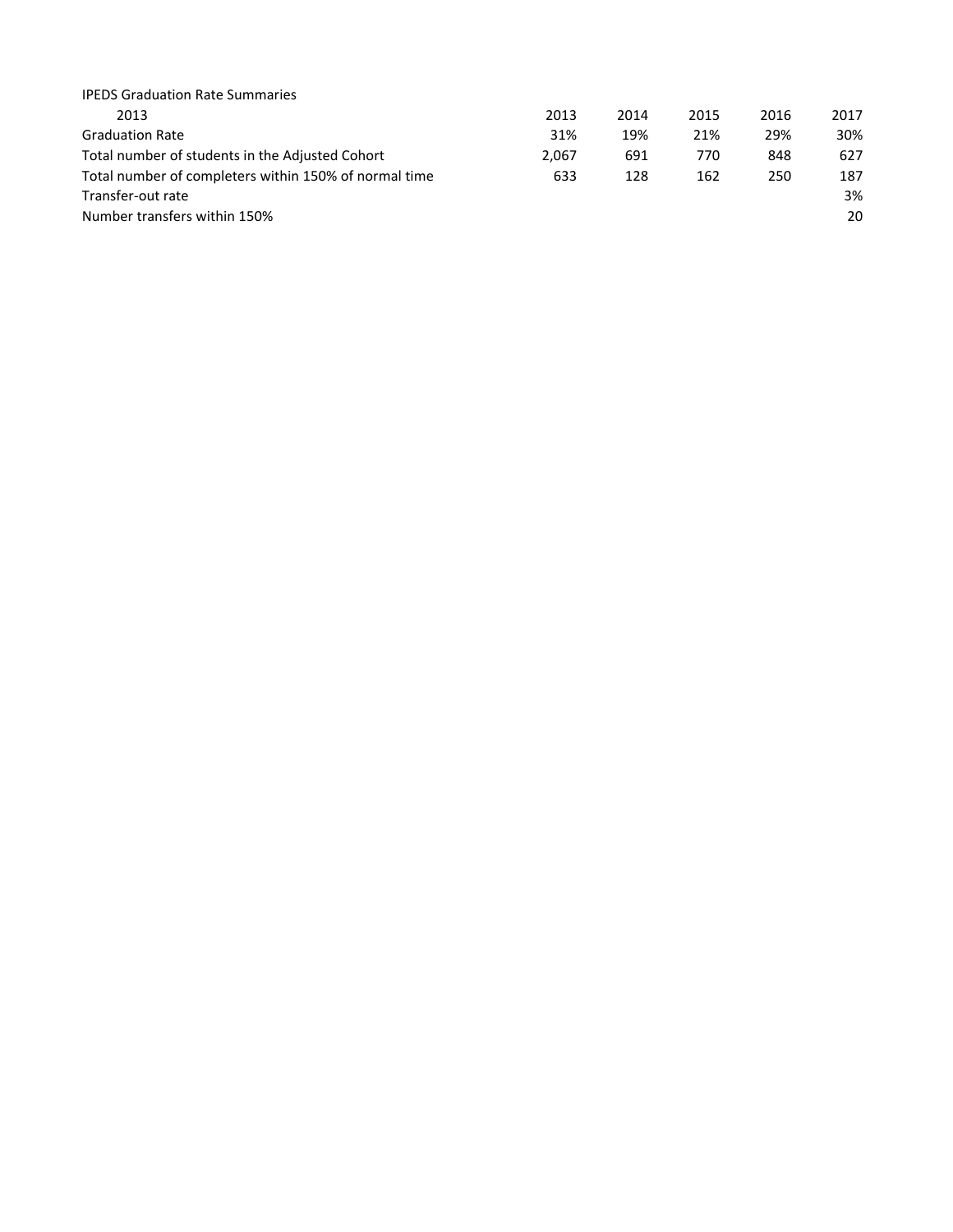IPEDS Graduation Rate Summaries

| 2013 | 2013 | 2014 | 2015 | 2016 | 2017 |
|---|---|---|---|---|---|
| Graduation Rate | 31% | 19% | 21% | 29% | 30% |
| Total number of students in the Adjusted Cohort | 2,067 | 691 | 770 | 848 | 627 |
| Total number of completers within 150% of normal time | 633 | 128 | 162 | 250 | 187 |
| Transfer-out rate | | | | | 3% |
| Number transfers within 150% | | | | | 20 |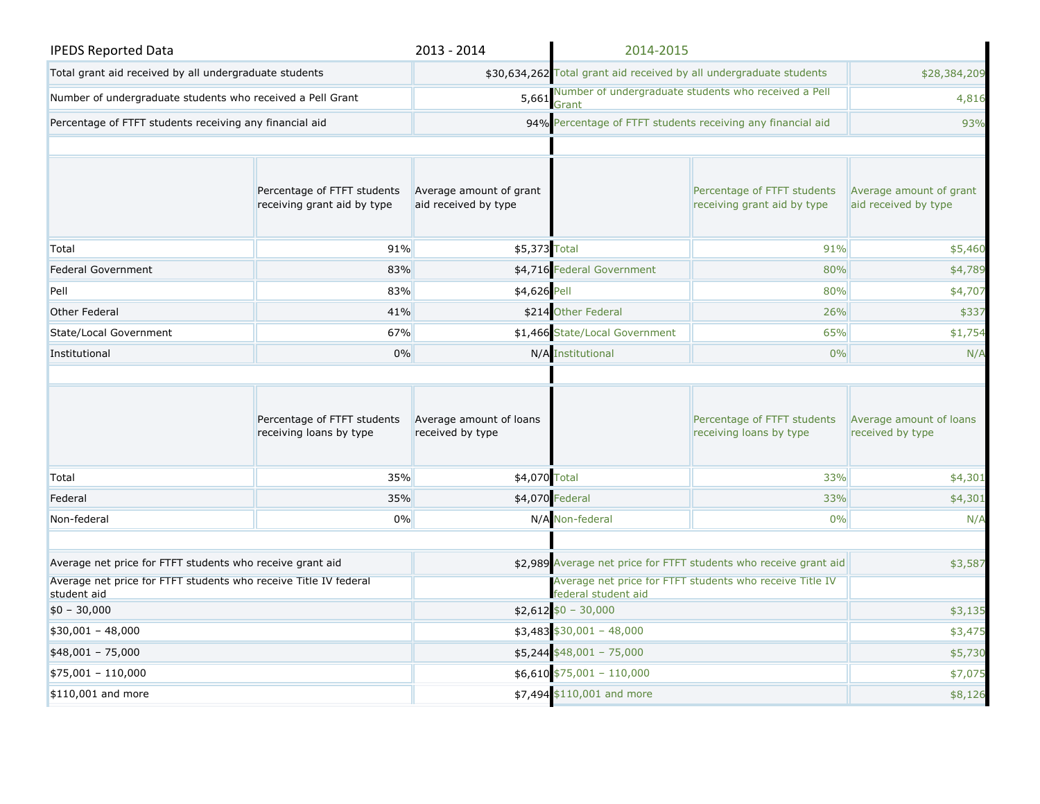| IPEDS Reported Data | | 2013 - 2014 | 2014-2015 | | |
|---|---|---|---|---|---|
| Total grant aid received by all undergraduate students | | $30,634,262 | Total grant aid received by all undergraduate students | | $28,384,209 |
| Number of undergraduate students who received a Pell Grant | | 5,661 | Number of undergraduate students who received a Pell Grant | | 4,816 |
| Percentage of FTFT students receiving any financial aid | | 94% | Percentage of FTFT students receiving any financial aid | | 93% |
| | | | | | |
| | Percentage of FTFT students receiving grant aid by type | Average amount of grant aid received by type | | Percentage of FTFT students receiving grant aid by type | Average amount of grant aid received by type |
| Total | 91% | $5,373 | Total | 91% | $5,460 |
| Federal Government | 83% | $4,716 | Federal Government | 80% | $4,789 |
| Pell | 83% | $4,626 | Pell | 80% | $4,707 |
| Other Federal | 41% | $214 | Other Federal | 26% | $337 |
| State/Local Government | 67% | $1,466 | State/Local Government | 65% | $1,754 |
| Institutional | 0% | N/A | Institutional | 0% | N/A |
| | | | | | |
| | Percentage of FTFT students receiving loans by type | Average amount of loans received by type | | Percentage of FTFT students receiving loans by type | Average amount of loans received by type |
| Total | 35% | $4,070 | Total | 33% | $4,301 |
| Federal | 35% | $4,070 | Federal | 33% | $4,301 |
| Non-federal | 0% | N/A | Non-federal | 0% | N/A |
| | | | | | |
| Average net price for FTFT students who receive grant aid | | $2,989 | Average net price for FTFT students who receive grant aid | | $3,587 |
| Average net price for FTFT students who receive Title IV federal student aid | | | Average net price for FTFT students who receive Title IV federal student aid | | |
| $0 – 30,000 | | $2,612 | $0 – 30,000 | | $3,135 |
| $30,001 – 48,000 | | $3,483 | $30,001 – 48,000 | | $3,475 |
| $48,001 – 75,000 | | $5,244 | $48,001 – 75,000 | | $5,730 |
| $75,001 – 110,000 | | $6,610 | $75,001 – 110,000 | | $7,075 |
| $110,001 and more | | $7,494 | $110,001 and more | | $8,126 |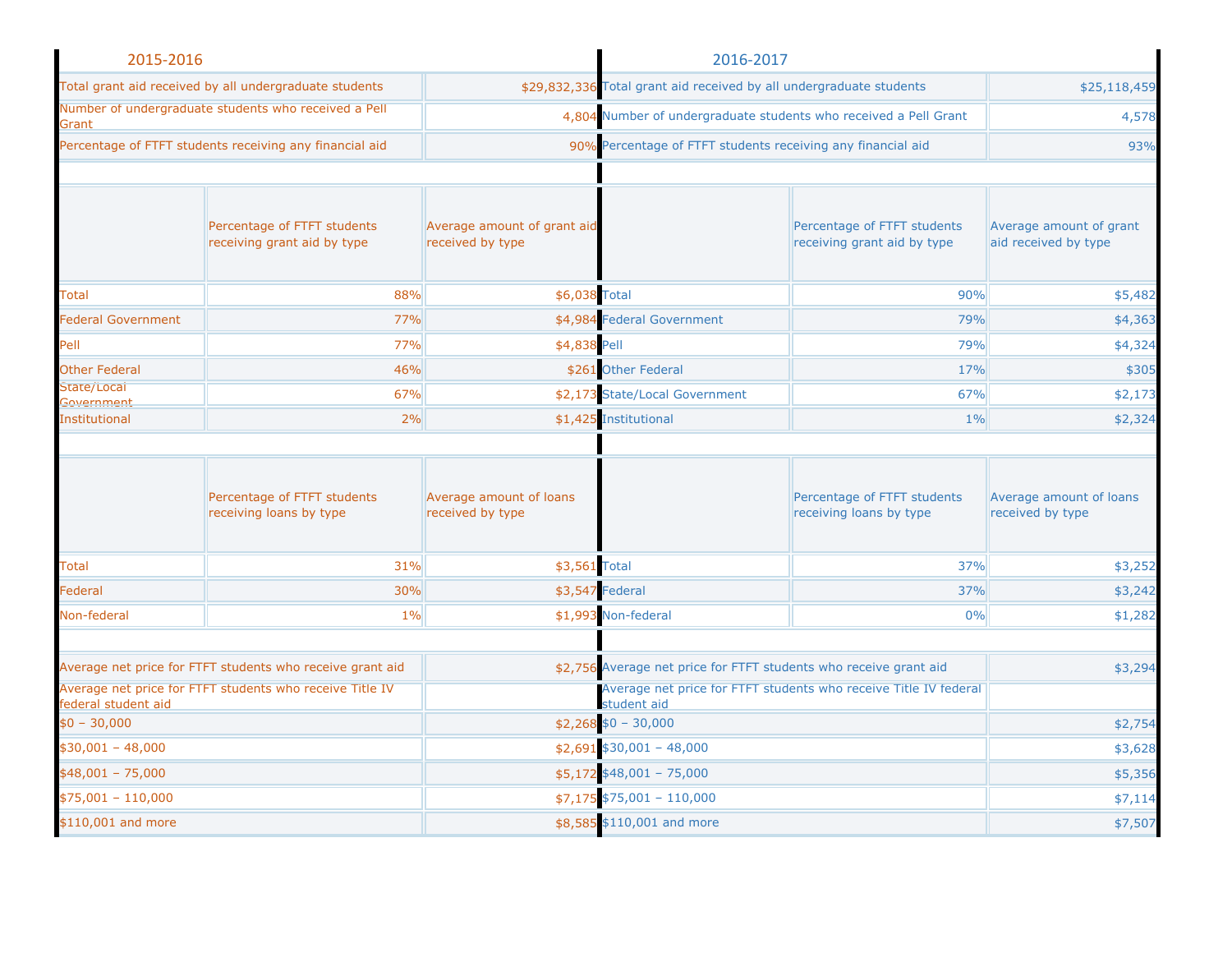## 2015-2016

| | |
|---|---|
| Total grant aid received by all undergraduate students | $29,832,336 |
| Number of undergraduate students who received a Pell Grant | 4,804 |
| Percentage of FTFT students receiving any financial aid | 90% |

| | Percentage of FTFT students receiving grant aid by type | Average amount of grant aid received by type |
|---|---|---|
| Total | 88% | $6,038 |
| Federal Government | 77% | $4,984 |
| Pell | 77% | $4,838 |
| Other Federal | 46% | $261 |
| State/Local Government | 67% | $2,173 |
| Institutional | 2% | $1,425 |

| | Percentage of FTFT students receiving loans by type | Average amount of loans received by type |
|---|---|---|
| Total | 31% | $3,561 |
| Federal | 30% | $3,547 |
| Non-federal | 1% | $1,993 |

| | |
|---|---|
| Average net price for FTFT students who receive grant aid | $2,756 |
| Average net price for FTFT students who receive Title IV federal student aid | |
| $0 – 30,000 | $2,268 |
| $30,001 – 48,000 | $2,691 |
| $48,001 – 75,000 | $5,172 |
| $75,001 – 110,000 | $7,175 |
| $110,001 and more | $8,585 |

## 2016-2017

| | |
|---|---|
| Total grant aid received by all undergraduate students | $25,118,459 |
| Number of undergraduate students who received a Pell Grant | 4,578 |
| Percentage of FTFT students receiving any financial aid | 93% |

| | Percentage of FTFT students receiving grant aid by type | Average amount of grant aid received by type |
|---|---|---|
| Total | 90% | $5,482 |
| Federal Government | 79% | $4,363 |
| Pell | 79% | $4,324 |
| Other Federal | 17% | $305 |
| State/Local Government | 67% | $2,173 |
| Institutional | 1% | $2,324 |

| | Percentage of FTFT students receiving loans by type | Average amount of loans received by type |
|---|---|---|
| Total | 37% | $3,252 |
| Federal | 37% | $3,242 |
| Non-federal | 0% | $1,282 |

| | |
|---|---|
| Average net price for FTFT students who receive grant aid | $3,294 |
| Average net price for FTFT students who receive Title IV federal student aid | |
| $0 – 30,000 | $2,754 |
| $30,001 – 48,000 | $3,628 |
| $48,001 – 75,000 | $5,356 |
| $75,001 – 110,000 | $7,114 |
| $110,001 and more | $7,507 |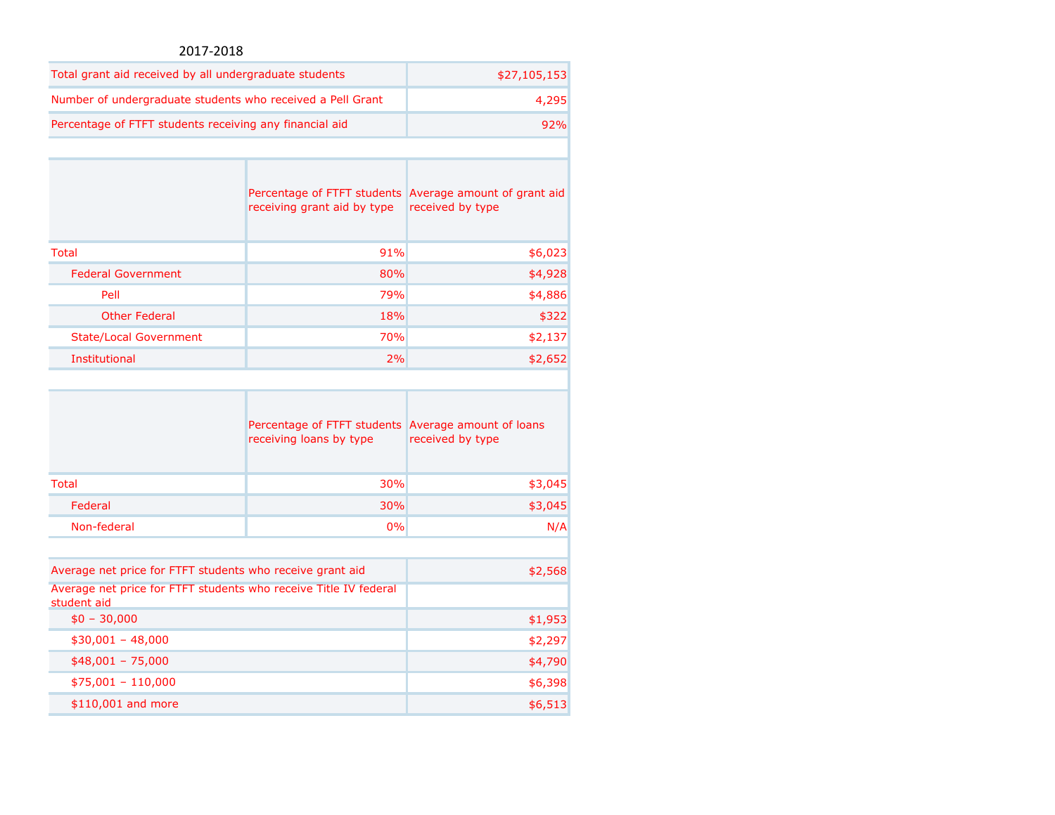2017-2018

| | |
|---|---|
| Total grant aid received by all undergraduate students | $27,105,153 |
| Number of undergraduate students who received a Pell Grant | 4,295 |
| Percentage of FTFT students receiving any financial aid | 92% |

| | Percentage of FTFT students receiving grant aid by type | Average amount of grant aid received by type |
|---|---|---|
| Total | 91% | $6,023 |
| Federal Government | 80% | $4,928 |
| Pell | 79% | $4,886 |
| Other Federal | 18% | $322 |
| State/Local Government | 70% | $2,137 |
| Institutional | 2% | $2,652 |

| | Percentage of FTFT students receiving loans by type | Average amount of loans received by type |
|---|---|---|
| Total | 30% | $3,045 |
| Federal | 30% | $3,045 |
| Non-federal | 0% | N/A |

| | |
|---|---|
| Average net price for FTFT students who receive grant aid | $2,568 |
| Average net price for FTFT students who receive Title IV federal student aid | |
| $0 – 30,000 | $1,953 |
| $30,001 – 48,000 | $2,297 |
| $48,001 – 75,000 | $4,790 |
| $75,001 – 110,000 | $6,398 |
| $110,001 and more | $6,513 |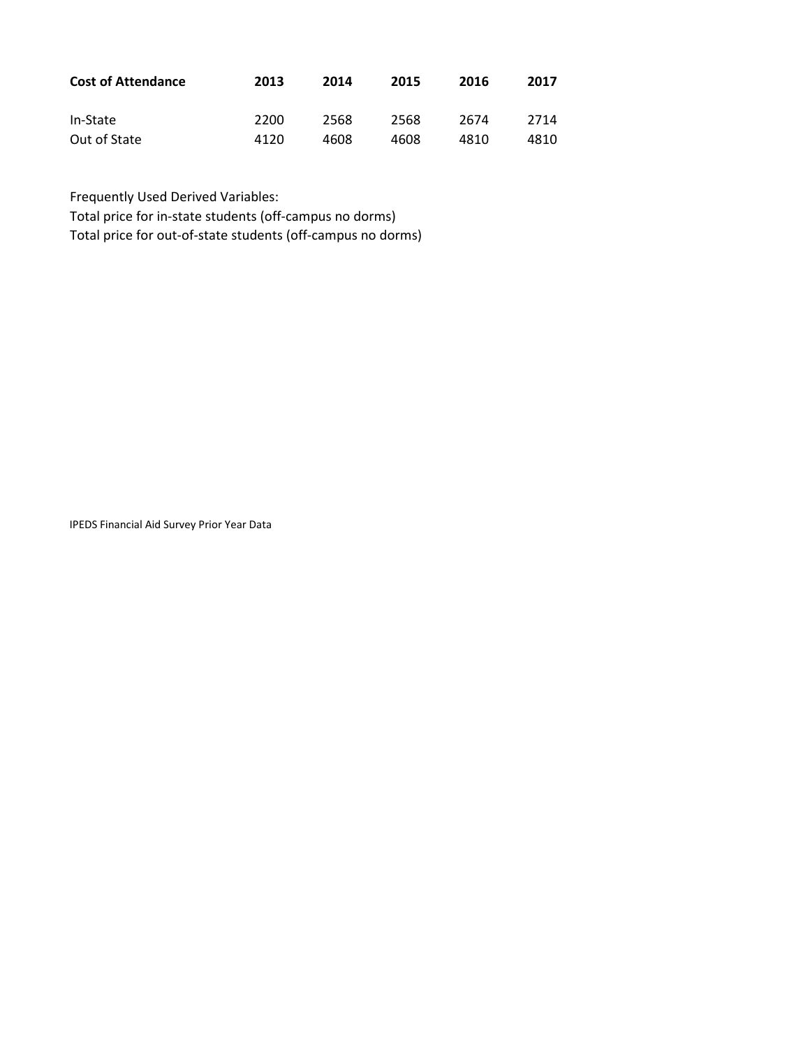| Cost of Attendance | 2013 | 2014 | 2015 | 2016 | 2017 |
|---|---|---|---|---|---|
| In-State | 2200 | 2568 | 2568 | 2674 | 2714 |
| Out of State | 4120 | 4608 | 4608 | 4810 | 4810 |

Frequently Used Derived Variables:
Total price for in-state students (off-campus no dorms)
Total price for out-of-state students (off-campus no dorms)

IPEDS Financial Aid Survey Prior Year Data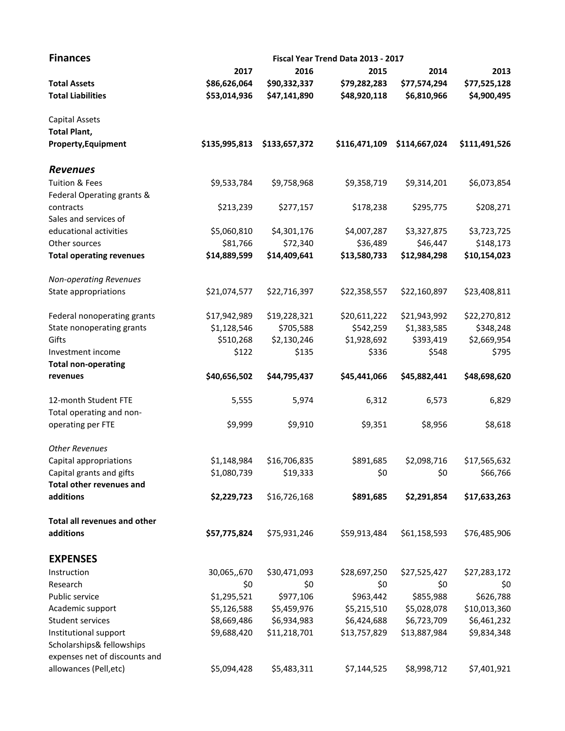## Finances

| | Fiscal Year Trend Data 2013 - 2017 | | | | |
|---|---|---|---|---|---|
| | **2017** | **2016** | **2015** | **2014** | **2013** |
| **Total Assets** | **$86,626,064** | **$90,332,337** | **$79,282,283** | **$77,574,294** | **$77,525,128** |
| **Total Liabilities** | **$53,014,936** | **$47,141,890** | **$48,920,118** | **$6,810,966** | **$4,900,495** |
| Capital Assets | | | | | |
| **Total Plant, Property,Equipment** | **$135,995,813** | **$133,657,372** | **$116,471,109** | **$114,667,024** | **$111,491,526** |
| ***Revenues*** | | | | | |
| Tuition & Fees | $9,533,784 | $9,758,968 | $9,358,719 | $9,314,201 | $6,073,854 |
| Federal Operating grants & contracts | $213,239 | $277,157 | $178,238 | $295,775 | $208,271 |
| Sales and services of educational activities | $5,060,810 | $4,301,176 | $4,007,287 | $3,327,875 | $3,723,725 |
| Other sources | $81,766 | $72,340 | $36,489 | $46,447 | $148,173 |
| **Total operating revenues** | **$14,889,599** | **$14,409,641** | **$13,580,733** | **$12,984,298** | **$10,154,023** |
| *Non-operating Revenues* | | | | | |
| State appropriations | $21,074,577 | $22,716,397 | $22,358,557 | $22,160,897 | $23,408,811 |
| Federal nonoperating grants | $17,942,989 | $19,228,321 | $20,611,222 | $21,943,992 | $22,270,812 |
| State nonoperating grants | $1,128,546 | $705,588 | $542,259 | $1,383,585 | $348,248 |
| Gifts | $510,268 | $2,130,246 | $1,928,692 | $393,419 | $2,669,954 |
| Investment income | $122 | $135 | $336 | $548 | $795 |
| **Total non-operating revenues** | **$40,656,502** | **$44,795,437** | **$45,441,066** | **$45,882,441** | **$48,698,620** |
| 12-month Student FTE | 5,555 | 5,974 | 6,312 | 6,573 | 6,829 |
| Total operating and non-operating per FTE | $9,999 | $9,910 | $9,351 | $8,956 | $8,618 |
| *Other Revenues* | | | | | |
| Capital appropriations | $1,148,984 | $16,706,835 | $891,685 | $2,098,716 | $17,565,632 |
| Capital grants and gifts | $1,080,739 | $19,333 | $0 | $0 | $66,766 |
| **Total other revenues and additions** | **$2,229,723** | $16,726,168 | **$891,685** | **$2,291,854** | **$17,633,263** |
| **Total all revenues and other additions** | **$57,775,824** | $75,931,246 | $59,913,484 | $61,158,593 | $76,485,906 |
| **EXPENSES** | | | | | |
| Instruction | 30,065,,670 | $30,471,093 | $28,697,250 | $27,525,427 | $27,283,172 |
| Research | $0 | $0 | $0 | $0 | $0 |
| Public service | $1,295,521 | $977,106 | $963,442 | $855,988 | $626,788 |
| Academic support | $5,126,588 | $5,459,976 | $5,215,510 | $5,028,078 | $10,013,360 |
| Student services | $8,669,486 | $6,934,983 | $6,424,688 | $6,723,709 | $6,461,232 |
| Institutional support | $9,688,420 | $11,218,701 | $13,757,829 | $13,887,984 | $9,834,348 |
| Scholarships& fellowships expenses net of discounts and allowances (Pell,etc) | $5,094,428 | $5,483,311 | $7,144,525 | $8,998,712 | $7,401,921 |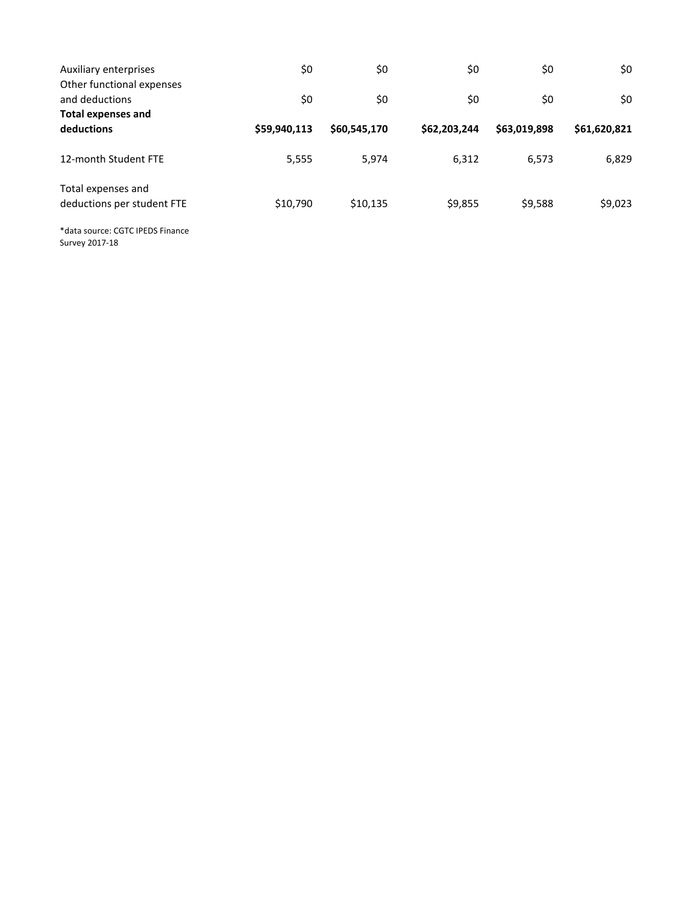| | | | | | |
|---|---|---|---|---|---|
| Auxiliary enterprises | $0 | $0 | $0 | $0 | $0 |
| Other functional expenses and deductions | $0 | $0 | $0 | $0 | $0 |
| **Total expenses and deductions** | **$59,940,113** | **$60,545,170** | **$62,203,244** | **$63,019,898** | **$61,620,821** |
| 12-month Student FTE | 5,555 | 5,974 | 6,312 | 6,573 | 6,829 |
| Total expenses and deductions per student FTE | $10,790 | $10,135 | $9,855 | $9,588 | $9,023 |

*data source: CGTC IPEDS Finance Survey 2017-18